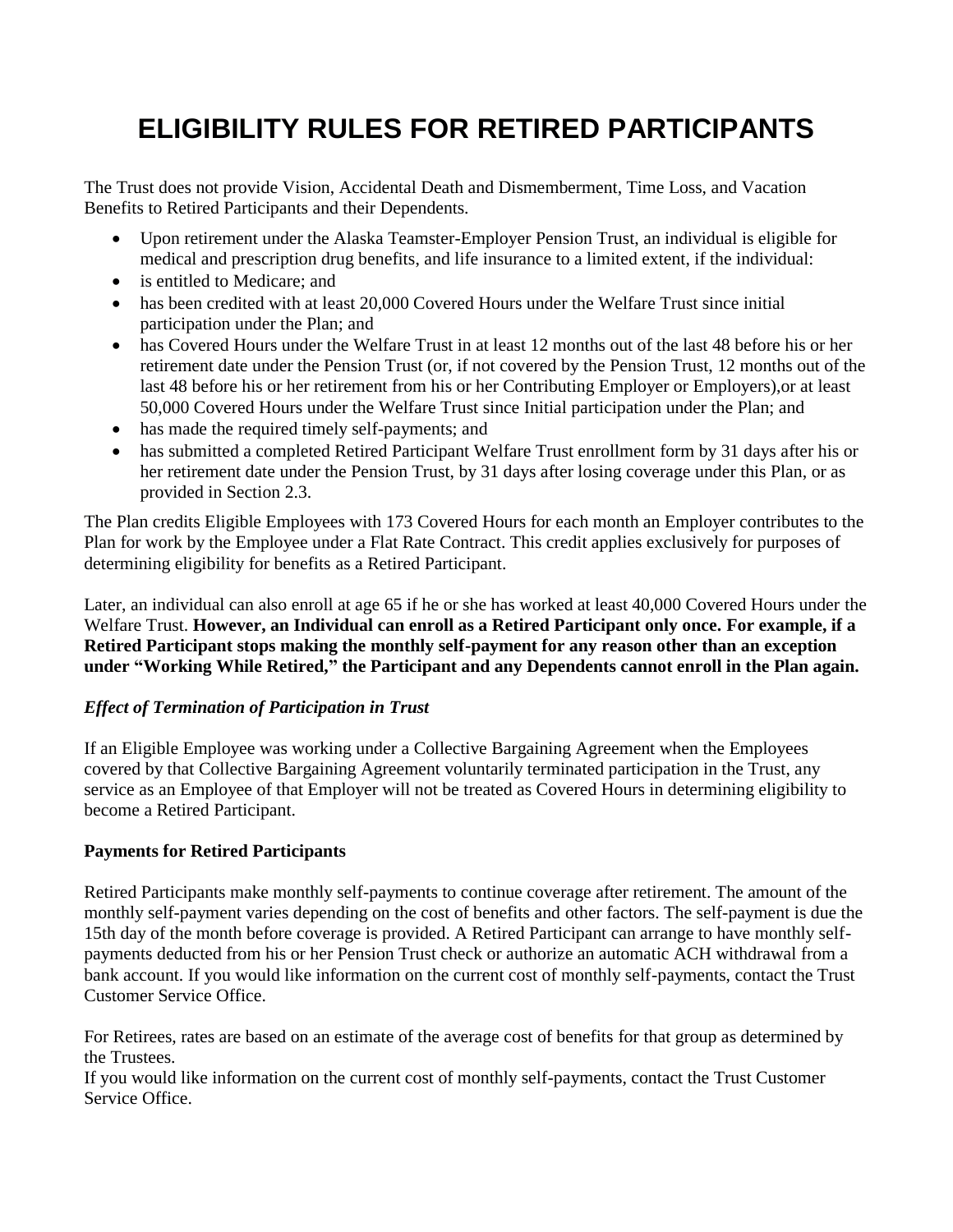# ELIGIBILITY RULES FOR RETIRED PARTICIPANTS

The Trust does not provide Vision, Accidental Death and Dismemberment, Time Loss, and Vacation Benefits to Retired Participants and their Dependents.

- Upon retirement under the Alaska Teamster-Employer Pension Trust, an individual is eligible for medical and prescription drug benefits, and life insurance to a limited extent, if the individual:
- is entitled to Medicare; and
- has been credited with at least 20,000 Covered Hours under the Welfare Trust since initial participation under the Plan; and
- has Covered Hours under the Welfare Trust in at least 12 months out of the last 48 before his or her retirement date under the Pension Trust (or, if not covered by the Pension Trust, 12 months out of the last 48 before his or her retirement from his or her Contributing Employer or Employers),or at least 50,000 Covered Hours under the Welfare Trust since Initial participation under the Plan; and
- has made the required timely self-payments; and
- has submitted a completed Retired Participant Welfare Trust enrollment form by 31 days after his or her retirement date under the Pension Trust, by 31 days after losing coverage under this Plan, or as provided in Section 2.3.

The Plan credits Eligible Employees with 173 Covered Hours for each month an Employer contributes to the Plan for work by the Employee under a Flat Rate Contract. This credit applies exclusively for purposes of determining eligibility for benefits as a Retired Participant.

Later, an individual can also enroll at age 65 if he or she has worked at least 40,000 Covered Hours under the Welfare Trust. **However, an Individual can enroll as a Retired Participant only once. For example, if a Retired Participant stops making the monthly self-payment for any reason other than an exception under "Working While Retired," the Participant and any Dependents cannot enroll in the Plan again.**

***Effect of Termination of Participation in Trust***

If an Eligible Employee was working under a Collective Bargaining Agreement when the Employees covered by that Collective Bargaining Agreement voluntarily terminated participation in the Trust, any service as an Employee of that Employer will not be treated as Covered Hours in determining eligibility to become a Retired Participant.

**Payments for Retired Participants**

Retired Participants make monthly self-payments to continue coverage after retirement. The amount of the monthly self-payment varies depending on the cost of benefits and other factors. The self-payment is due the 15th day of the month before coverage is provided. A Retired Participant can arrange to have monthly self-payments deducted from his or her Pension Trust check or authorize an automatic ACH withdrawal from a bank account. If you would like information on the current cost of monthly self-payments, contact the Trust Customer Service Office.

For Retirees, rates are based on an estimate of the average cost of benefits for that group as determined by the Trustees.
If you would like information on the current cost of monthly self-payments, contact the Trust Customer Service Office.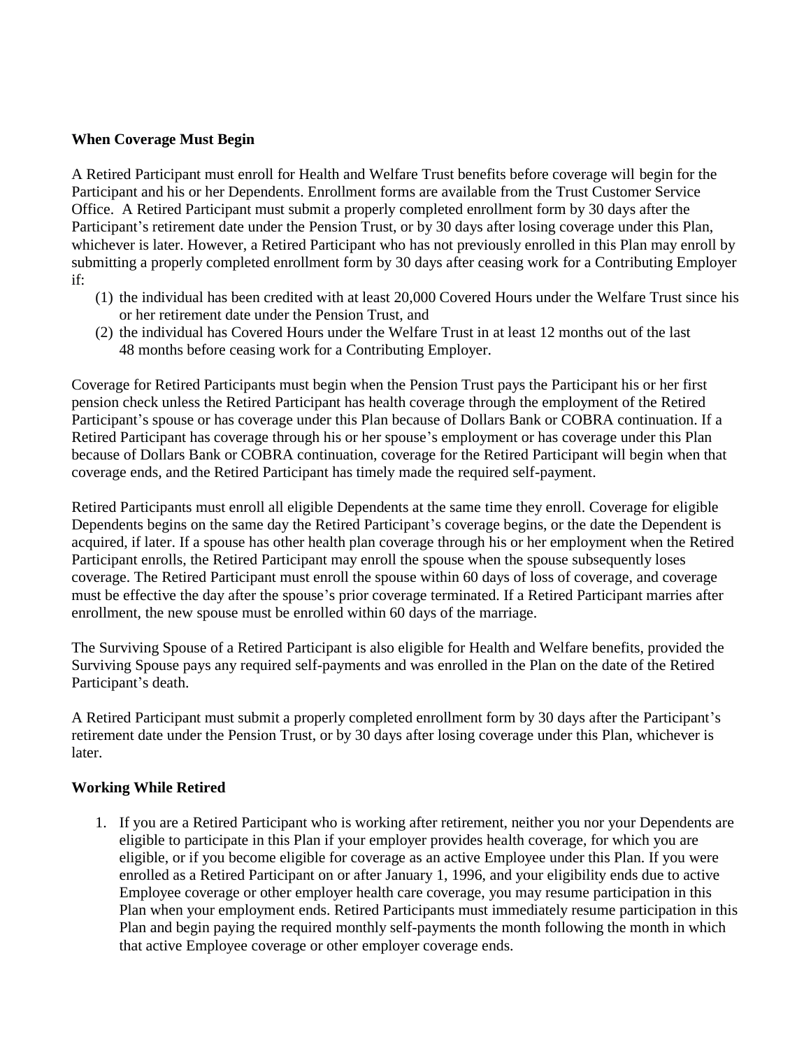### When Coverage Must Begin

A Retired Participant must enroll for Health and Welfare Trust benefits before coverage will begin for the Participant and his or her Dependents. Enrollment forms are available from the Trust Customer Service Office. A Retired Participant must submit a properly completed enrollment form by 30 days after the Participant's retirement date under the Pension Trust, or by 30 days after losing coverage under this Plan, whichever is later. However, a Retired Participant who has not previously enrolled in this Plan may enroll by submitting a properly completed enrollment form by 30 days after ceasing work for a Contributing Employer if:

(1) the individual has been credited with at least 20,000 Covered Hours under the Welfare Trust since his or her retirement date under the Pension Trust, and
(2) the individual has Covered Hours under the Welfare Trust in at least 12 months out of the last 48 months before ceasing work for a Contributing Employer.

Coverage for Retired Participants must begin when the Pension Trust pays the Participant his or her first pension check unless the Retired Participant has health coverage through the employment of the Retired Participant's spouse or has coverage under this Plan because of Dollars Bank or COBRA continuation. If a Retired Participant has coverage through his or her spouse's employment or has coverage under this Plan because of Dollars Bank or COBRA continuation, coverage for the Retired Participant will begin when that coverage ends, and the Retired Participant has timely made the required self-payment.

Retired Participants must enroll all eligible Dependents at the same time they enroll. Coverage for eligible Dependents begins on the same day the Retired Participant's coverage begins, or the date the Dependent is acquired, if later. If a spouse has other health plan coverage through his or her employment when the Retired Participant enrolls, the Retired Participant may enroll the spouse when the spouse subsequently loses coverage. The Retired Participant must enroll the spouse within 60 days of loss of coverage, and coverage must be effective the day after the spouse's prior coverage terminated. If a Retired Participant marries after enrollment, the new spouse must be enrolled within 60 days of the marriage.

The Surviving Spouse of a Retired Participant is also eligible for Health and Welfare benefits, provided the Surviving Spouse pays any required self-payments and was enrolled in the Plan on the date of the Retired Participant's death.

A Retired Participant must submit a properly completed enrollment form by 30 days after the Participant's retirement date under the Pension Trust, or by 30 days after losing coverage under this Plan, whichever is later.

### Working While Retired

1. If you are a Retired Participant who is working after retirement, neither you nor your Dependents are eligible to participate in this Plan if your employer provides health coverage, for which you are eligible, or if you become eligible for coverage as an active Employee under this Plan. If you were enrolled as a Retired Participant on or after January 1, 1996, and your eligibility ends due to active Employee coverage or other employer health care coverage, you may resume participation in this Plan when your employment ends. Retired Participants must immediately resume participation in this Plan and begin paying the required monthly self-payments the month following the month in which that active Employee coverage or other employer coverage ends.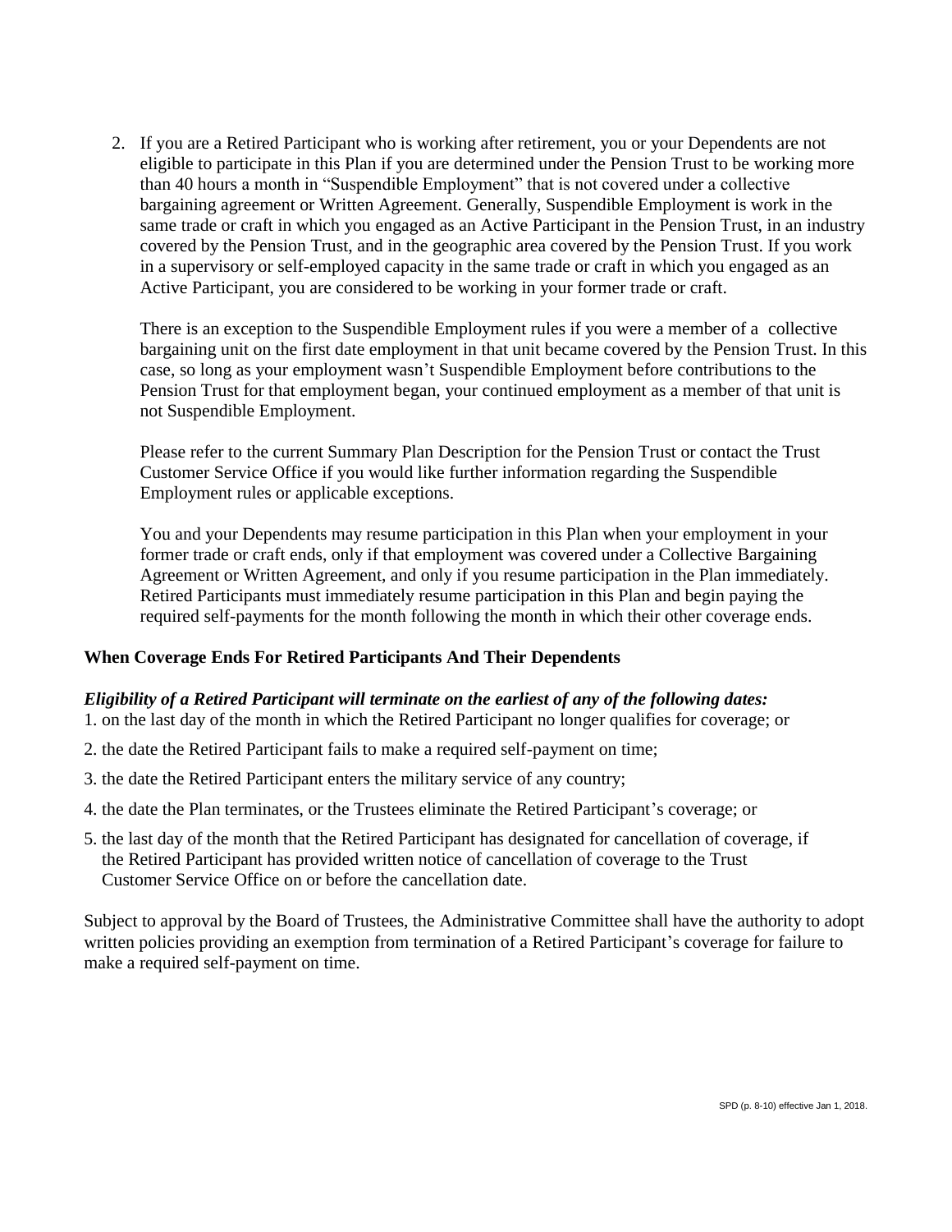2. If you are a Retired Participant who is working after retirement, you or your Dependents are not eligible to participate in this Plan if you are determined under the Pension Trust to be working more than 40 hours a month in "Suspendible Employment" that is not covered under a collective bargaining agreement or Written Agreement. Generally, Suspendible Employment is work in the same trade or craft in which you engaged as an Active Participant in the Pension Trust, in an industry covered by the Pension Trust, and in the geographic area covered by the Pension Trust. If you work in a supervisory or self-employed capacity in the same trade or craft in which you engaged as an Active Participant, you are considered to be working in your former trade or craft.

   There is an exception to the Suspendible Employment rules if you were a member of a collective bargaining unit on the first date employment in that unit became covered by the Pension Trust. In this case, so long as your employment wasn't Suspendible Employment before contributions to the Pension Trust for that employment began, your continued employment as a member of that unit is not Suspendible Employment.

   Please refer to the current Summary Plan Description for the Pension Trust or contact the Trust Customer Service Office if you would like further information regarding the Suspendible Employment rules or applicable exceptions.

   You and your Dependents may resume participation in this Plan when your employment in your former trade or craft ends, only if that employment was covered under a Collective Bargaining Agreement or Written Agreement, and only if you resume participation in the Plan immediately. Retired Participants must immediately resume participation in this Plan and begin paying the required self-payments for the month following the month in which their other coverage ends.

**When Coverage Ends For Retired Participants And Their Dependents**

***Eligibility of a Retired Participant will terminate on the earliest of any of the following dates:***

1. on the last day of the month in which the Retired Participant no longer qualifies for coverage; or
2. the date the Retired Participant fails to make a required self-payment on time;
3. the date the Retired Participant enters the military service of any country;
4. the date the Plan terminates, or the Trustees eliminate the Retired Participant's coverage; or
5. the last day of the month that the Retired Participant has designated for cancellation of coverage, if the Retired Participant has provided written notice of cancellation of coverage to the Trust Customer Service Office on or before the cancellation date.

Subject to approval by the Board of Trustees, the Administrative Committee shall have the authority to adopt written policies providing an exemption from termination of a Retired Participant's coverage for failure to make a required self-payment on time.

SPD (p. 8-10) effective Jan 1, 2018.